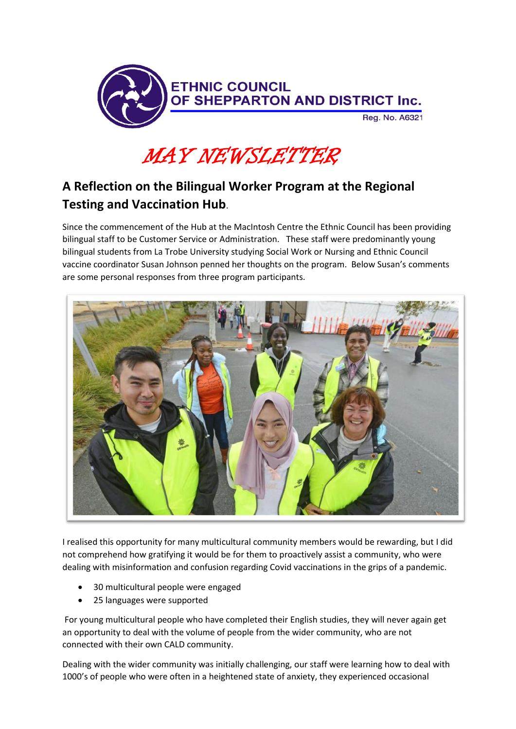ETHNIC COUNCIL OF SHEPPARTON AND DISTRICT Inc.

Reg. No. A6321

# *MAY NEWSLETTER*

## A Reflection on the Bilingual Worker Program at the Regional Testing and Vaccination Hub.

Since the commencement of the Hub at the MacIntosh Centre the Ethnic Council has been providing bilingual staff to be Customer Service or Administration. These staff were predominantly young bilingual students from La Trobe University studying Social Work or Nursing and Ethnic Council vaccine coordinator Susan Johnson penned her thoughts on the program. Below Susan's comments are some personal responses from three program participants.

I realised this opportunity for many multicultural community members would be rewarding, but I did not comprehend how gratifying it would be for them to proactively assist a community, who were dealing with misinformation and confusion regarding Covid vaccinations in the grips of a pandemic.

- 30 multicultural people were engaged
- 25 languages were supported

For young multicultural people who have completed their English studies, they will never again get an opportunity to deal with the volume of people from the wider community, who are not connected with their own CALD community.

Dealing with the wider community was initially challenging, our staff were learning how to deal with 1000's of people who were often in a heightened state of anxiety, they experienced occasional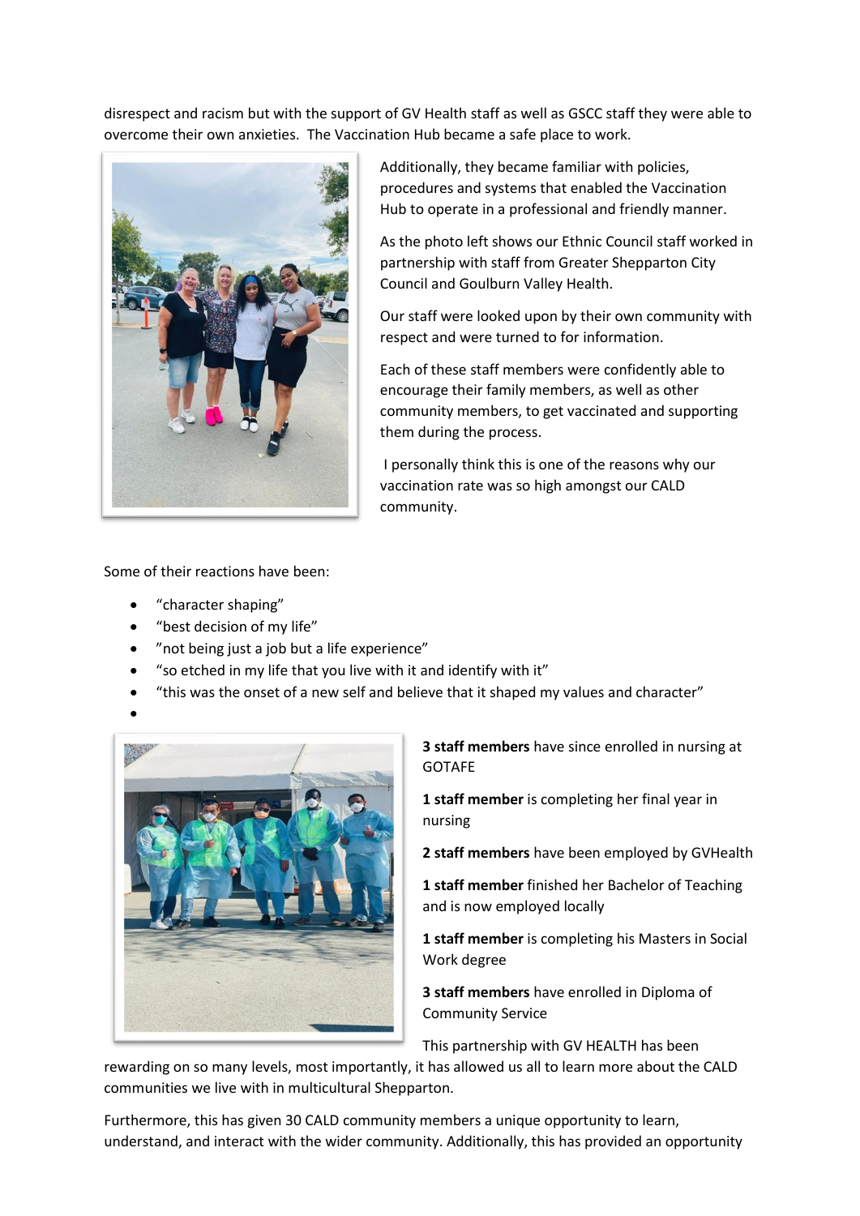disrespect and racism but with the support of GV Health staff as well as GSCC staff they were able to overcome their own anxieties. The Vaccination Hub became a safe place to work.

Additionally, they became familiar with policies, procedures and systems that enabled the Vaccination Hub to operate in a professional and friendly manner.

As the photo left shows our Ethnic Council staff worked in partnership with staff from Greater Shepparton City Council and Goulburn Valley Health.

Our staff were looked upon by their own community with respect and were turned to for information.

Each of these staff members were confidently able to encourage their family members, as well as other community members, to get vaccinated and supporting them during the process.

I personally think this is one of the reasons why our vaccination rate was so high amongst our CALD community.

Some of their reactions have been:

- "character shaping"
- "best decision of my life"
- "not being just a job but a life experience"
- "so etched in my life that you live with it and identify with it"
- "this was the onset of a new self and believe that it shaped my values and character"

**3 staff members** have since enrolled in nursing at GOTAFE

**1 staff member** is completing her final year in nursing

**2 staff members** have been employed by GVHealth

**1 staff member** finished her Bachelor of Teaching and is now employed locally

**1 staff member** is completing his Masters in Social Work degree

**3 staff members** have enrolled in Diploma of Community Service

This partnership with GV HEALTH has been rewarding on so many levels, most importantly, it has allowed us all to learn more about the CALD communities we live with in multicultural Shepparton.

Furthermore, this has given 30 CALD community members a unique opportunity to learn, understand, and interact with the wider community. Additionally, this has provided an opportunity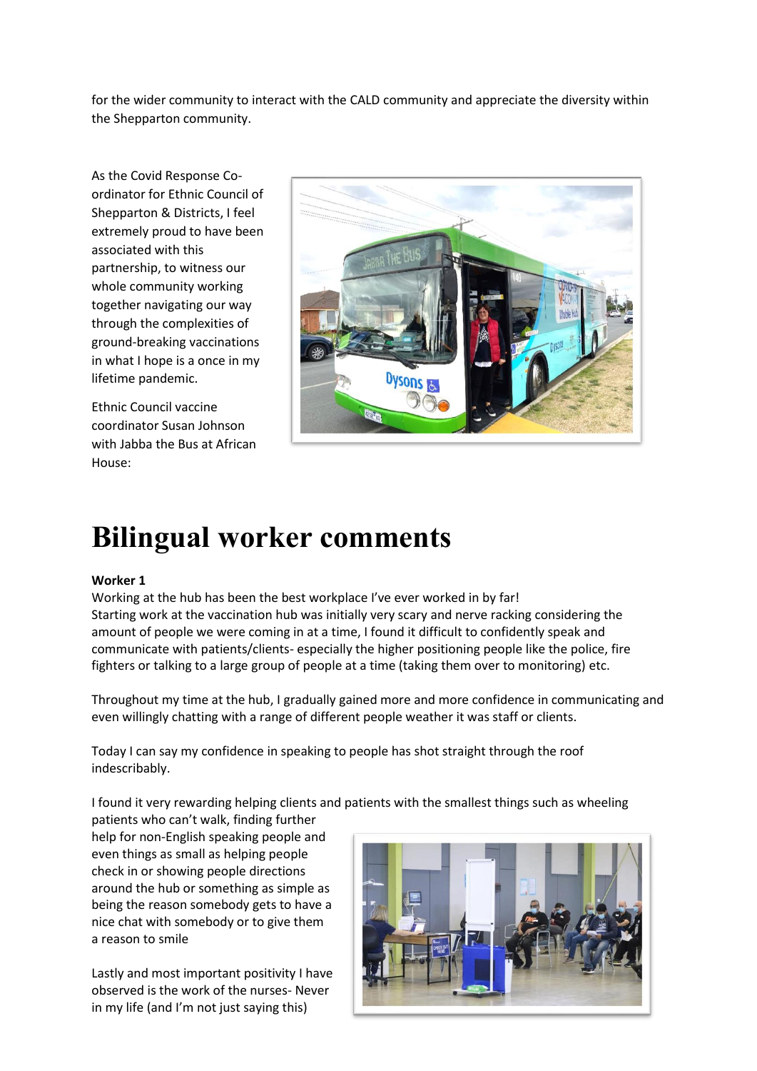for the wider community to interact with the CALD community and appreciate the diversity within the Shepparton community.

As the Covid Response Co-ordinator for Ethnic Council of Shepparton & Districts, I feel extremely proud to have been associated with this partnership, to witness our whole community working together navigating our way through the complexities of ground-breaking vaccinations in what I hope is a once in my lifetime pandemic.

Ethnic Council vaccine coordinator Susan Johnson with Jabba the Bus at African House:

# Bilingual worker comments

**Worker 1**

Working at the hub has been the best workplace I've ever worked in by far!
Starting work at the vaccination hub was initially very scary and nerve racking considering the amount of people we were coming in at a time, I found it difficult to confidently speak and communicate with patients/clients- especially the higher positioning people like the police, fire fighters or talking to a large group of people at a time (taking them over to monitoring) etc.

Throughout my time at the hub, I gradually gained more and more confidence in communicating and even willingly chatting with a range of different people weather it was staff or clients.

Today I can say my confidence in speaking to people has shot straight through the roof indescribably.

I found it very rewarding helping clients and patients with the smallest things such as wheeling patients who can't walk, finding further help for non-English speaking people and even things as small as helping people check in or showing people directions around the hub or something as simple as being the reason somebody gets to have a nice chat with somebody or to give them a reason to smile

Lastly and most important positivity I have observed is the work of the nurses- Never in my life (and I'm not just saying this)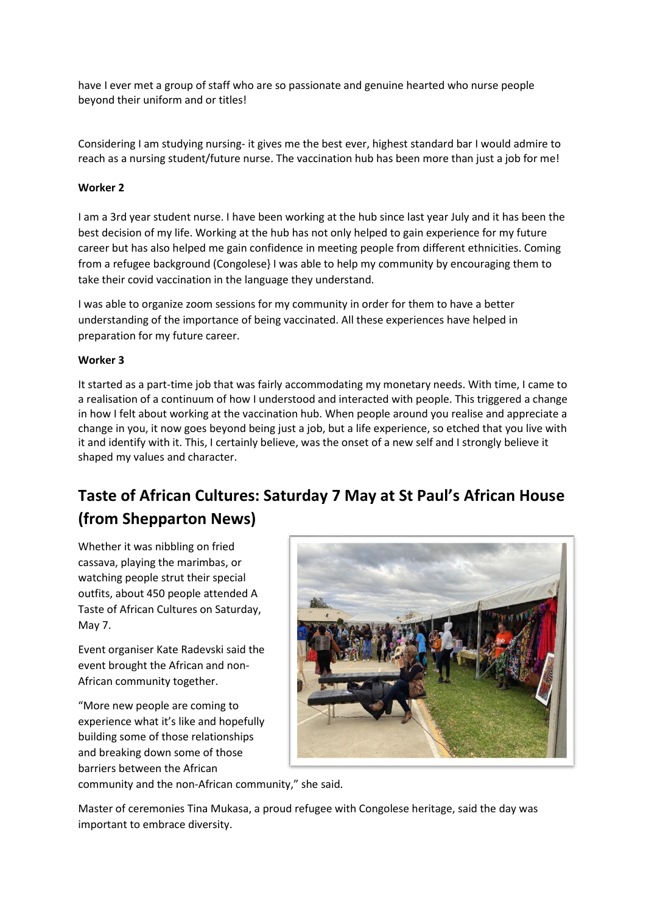have I ever met a group of staff who are so passionate and genuine hearted who nurse people beyond their uniform and or titles!

Considering I am studying nursing- it gives me the best ever, highest standard bar I would admire to reach as a nursing student/future nurse. The vaccination hub has been more than just a job for me!

**Worker 2**

I am a 3rd year student nurse. I have been working at the hub since last year July and it has been the best decision of my life. Working at the hub has not only helped to gain experience for my future career but has also helped me gain confidence in meeting people from different ethnicities. Coming from a refugee background (Congolese} I was able to help my community by encouraging them to take their covid vaccination in the language they understand.

I was able to organize zoom sessions for my community in order for them to have a better understanding of the importance of being vaccinated. All these experiences have helped in preparation for my future career.

**Worker 3**

It started as a part-time job that was fairly accommodating my monetary needs. With time, I came to a realisation of a continuum of how I understood and interacted with people. This triggered a change in how I felt about working at the vaccination hub. When people around you realise and appreciate a change in you, it now goes beyond being just a job, but a life experience, so etched that you live with it and identify with it. This, I certainly believe, was the onset of a new self and I strongly believe it shaped my values and character.

## Taste of African Cultures: Saturday 7 May at St Paul's African House (from Shepparton News)

Whether it was nibbling on fried cassava, playing the marimbas, or watching people strut their special outfits, about 450 people attended A Taste of African Cultures on Saturday, May 7.

Event organiser Kate Radevski said the event brought the African and non-African community together.

"More new people are coming to experience what it's like and hopefully building some of those relationships and breaking down some of those barriers between the African community and the non-African community," she said.

Master of ceremonies Tina Mukasa, a proud refugee with Congolese heritage, said the day was important to embrace diversity.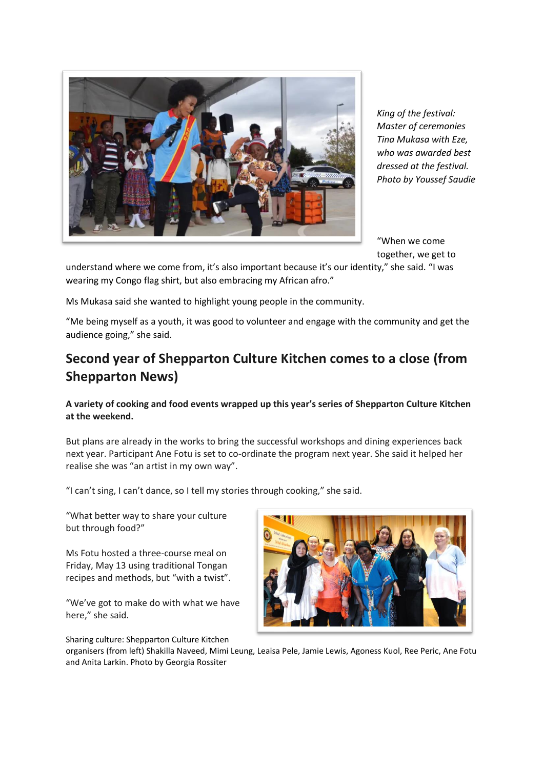*King of the festival: Master of ceremonies Tina Mukasa with Eze, who was awarded best dressed at the festival. Photo by Youssef Saudie*

"When we come together, we get to understand where we come from, it's also important because it's our identity," she said. "I was wearing my Congo flag shirt, but also embracing my African afro."

Ms Mukasa said she wanted to highlight young people in the community.

"Me being myself as a youth, it was good to volunteer and engage with the community and get the audience going," she said.

## Second year of Shepparton Culture Kitchen comes to a close (from Shepparton News)

**A variety of cooking and food events wrapped up this year's series of Shepparton Culture Kitchen at the weekend.**

But plans are already in the works to bring the successful workshops and dining experiences back next year. Participant Ane Fotu is set to co-ordinate the program next year. She said it helped her realise she was "an artist in my own way".

"I can't sing, I can't dance, so I tell my stories through cooking," she said.

"What better way to share your culture but through food?"

Ms Fotu hosted a three-course meal on Friday, May 13 using traditional Tongan recipes and methods, but "with a twist".

"We've got to make do with what we have here," she said.

Sharing culture: Shepparton Culture Kitchen organisers (from left) Shakilla Naveed, Mimi Leung, Leaisa Pele, Jamie Lewis, Agoness Kuol, Ree Peric, Ane Fotu and Anita Larkin. Photo by Georgia Rossiter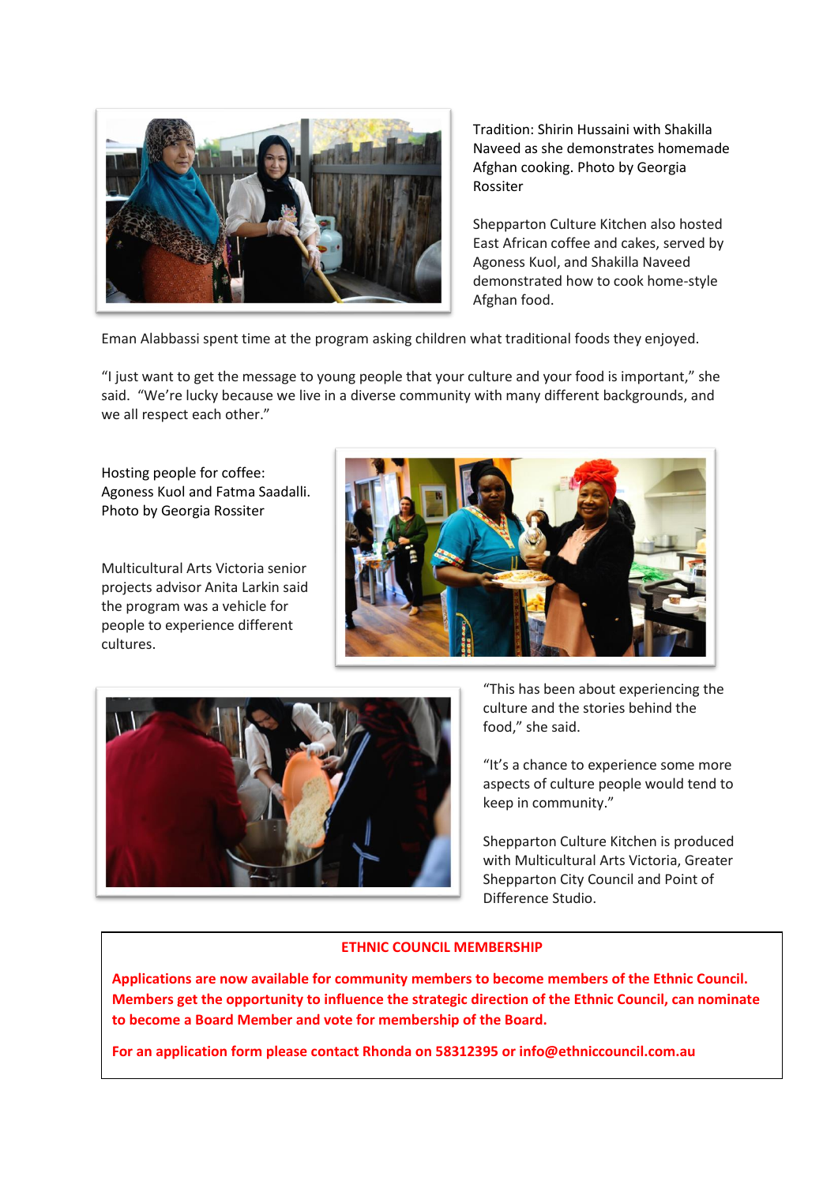Tradition: Shirin Hussaini with Shakilla Naveed as she demonstrates homemade Afghan cooking. Photo by Georgia Rossiter

Shepparton Culture Kitchen also hosted East African coffee and cakes, served by Agoness Kuol, and Shakilla Naveed demonstrated how to cook home-style Afghan food.

Eman Alabbassi spent time at the program asking children what traditional foods they enjoyed.

“I just want to get the message to young people that your culture and your food is important,” she said. “We’re lucky because we live in a diverse community with many different backgrounds, and we all respect each other.”

Hosting people for coffee: Agoness Kuol and Fatma Saadalli. Photo by Georgia Rossiter

Multicultural Arts Victoria senior projects advisor Anita Larkin said the program was a vehicle for people to experience different cultures.

“This has been about experiencing the culture and the stories behind the food,” she said.

“It’s a chance to experience some more aspects of culture people would tend to keep in community.”

Shepparton Culture Kitchen is produced with Multicultural Arts Victoria, Greater Shepparton City Council and Point of Difference Studio.

**ETHNIC COUNCIL MEMBERSHIP**

**Applications are now available for community members to become members of the Ethnic Council. Members get the opportunity to influence the strategic direction of the Ethnic Council, can nominate to become a Board Member and vote for membership of the Board.**

**For an application form please contact Rhonda on 58312395 or info@ethniccouncil.com.au**